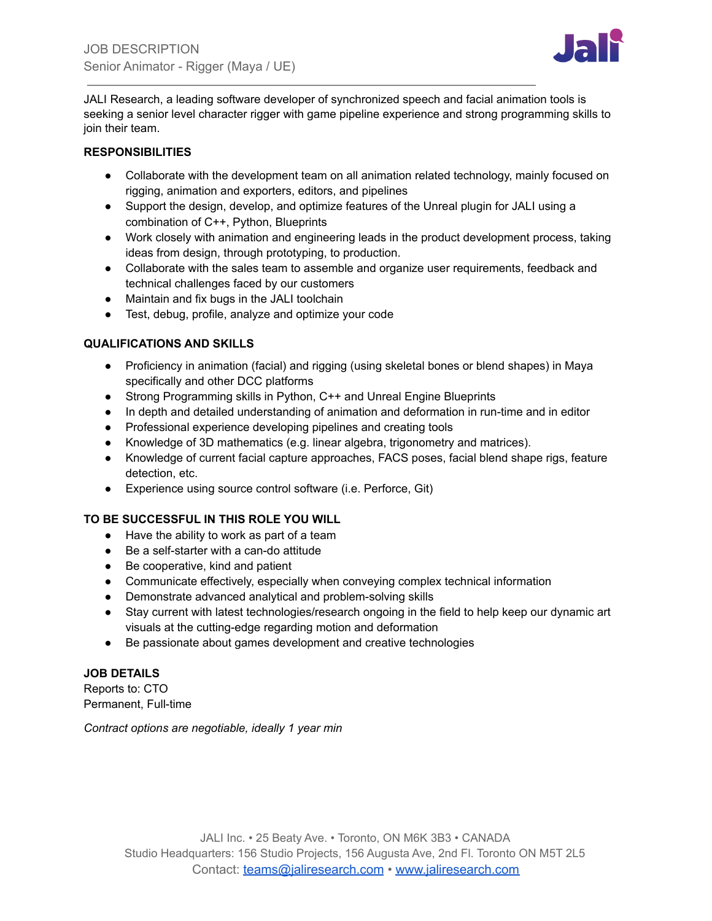JOB DESCRIPTION

Senior Animator - Rigger (Maya / UE)

JALI Research, a leading software developer of synchronized speech and facial animation tools is seeking a senior level character rigger with game pipeline experience and strong programming skills to join their team.

**RESPONSIBILITIES**

- Collaborate with the development team on all animation related technology, mainly focused on rigging, animation and exporters, editors, and pipelines
- Support the design, develop, and optimize features of the Unreal plugin for JALI using a combination of C++, Python, Blueprints
- Work closely with animation and engineering leads in the product development process, taking ideas from design, through prototyping, to production.
- Collaborate with the sales team to assemble and organize user requirements, feedback and technical challenges faced by our customers
- Maintain and fix bugs in the JALI toolchain
- Test, debug, profile, analyze and optimize your code

**QUALIFICATIONS AND SKILLS**

- Proficiency in animation (facial) and rigging (using skeletal bones or blend shapes) in Maya specifically and other DCC platforms
- Strong Programming skills in Python, C++ and Unreal Engine Blueprints
- In depth and detailed understanding of animation and deformation in run-time and in editor
- Professional experience developing pipelines and creating tools
- Knowledge of 3D mathematics (e.g. linear algebra, trigonometry and matrices).
- Knowledge of current facial capture approaches, FACS poses, facial blend shape rigs, feature detection, etc.
- Experience using source control software (i.e. Perforce, Git)

**TO BE SUCCESSFUL IN THIS ROLE YOU WILL**

- Have the ability to work as part of a team
- Be a self-starter with a can-do attitude
- Be cooperative, kind and patient
- Communicate effectively, especially when conveying complex technical information
- Demonstrate advanced analytical and problem-solving skills
- Stay current with latest technologies/research ongoing in the field to help keep our dynamic art visuals at the cutting-edge regarding motion and deformation
- Be passionate about games development and creative technologies

**JOB DETAILS**

Reports to: CTO
Permanent, Full-time

*Contract options are negotiable, ideally 1 year min*

JALI Inc. • 25 Beaty Ave. • Toronto, ON M6K 3B3 • CANADA
Studio Headquarters: 156 Studio Projects, 156 Augusta Ave, 2nd Fl. Toronto ON M5T 2L5
Contact: [teams@jaliresearch.com](mailto:teams@jaliresearch.com) • [www.jaliresearch.com](http://www.jaliresearch.com)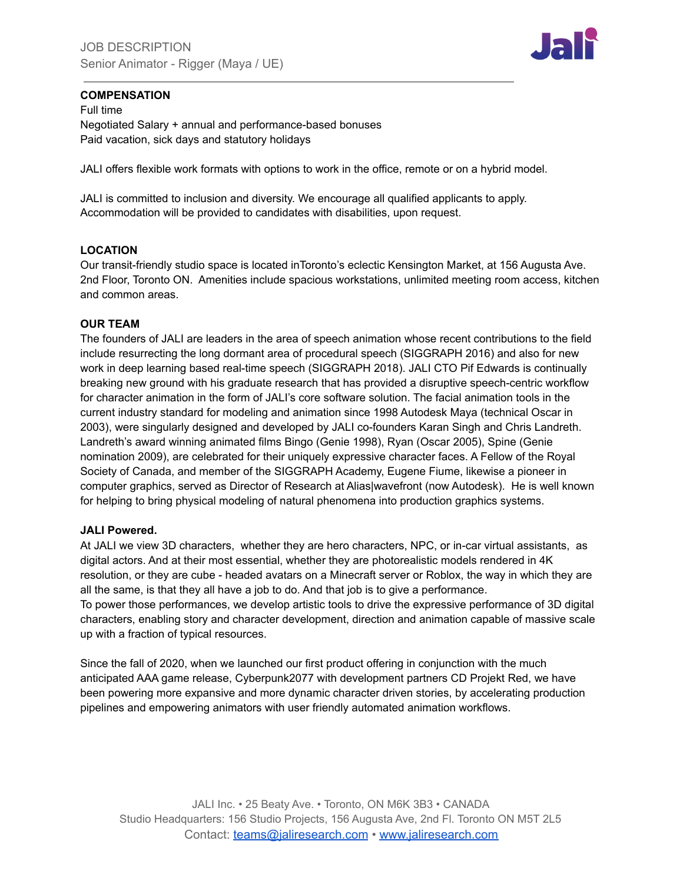**COMPENSATION**

Full time

Negotiated Salary + annual and performance-based bonuses

Paid vacation, sick days and statutory holidays

JALI offers flexible work formats with options to work in the office, remote or on a hybrid model.

JALI is committed to inclusion and diversity. We encourage all qualified applicants to apply. Accommodation will be provided to candidates with disabilities, upon request.

**LOCATION**

Our transit-friendly studio space is located inToronto's eclectic Kensington Market, at 156 Augusta Ave. 2nd Floor, Toronto ON. Amenities include spacious workstations, unlimited meeting room access, kitchen and common areas.

**OUR TEAM**

The founders of JALI are leaders in the area of speech animation whose recent contributions to the field include resurrecting the long dormant area of procedural speech (SIGGRAPH 2016) and also for new work in deep learning based real-time speech (SIGGRAPH 2018). JALI CTO Pif Edwards is continually breaking new ground with his graduate research that has provided a disruptive speech-centric workflow for character animation in the form of JALI's core software solution. The facial animation tools in the current industry standard for modeling and animation since 1998 Autodesk Maya (technical Oscar in 2003), were singularly designed and developed by JALI co-founders Karan Singh and Chris Landreth. Landreth's award winning animated films Bingo (Genie 1998), Ryan (Oscar 2005), Spine (Genie nomination 2009), are celebrated for their uniquely expressive character faces. A Fellow of the Royal Society of Canada, and member of the SIGGRAPH Academy, Eugene Fiume, likewise a pioneer in computer graphics, served as Director of Research at Alias|wavefront (now Autodesk). He is well known for helping to bring physical modeling of natural phenomena into production graphics systems.

**JALI Powered.**

At JALI we view 3D characters, whether they are hero characters, NPC, or in-car virtual assistants, as digital actors. And at their most essential, whether they are photorealistic models rendered in 4K resolution, or they are cube - headed avatars on a Minecraft server or Roblox, the way in which they are all the same, is that they all have a job to do. And that job is to give a performance.

To power those performances, we develop artistic tools to drive the expressive performance of 3D digital characters, enabling story and character development, direction and animation capable of massive scale up with a fraction of typical resources.

Since the fall of 2020, when we launched our first product offering in conjunction with the much anticipated AAA game release, Cyberpunk2077 with development partners CD Projekt Red, we have been powering more expansive and more dynamic character driven stories, by accelerating production pipelines and empowering animators with user friendly automated animation workflows.